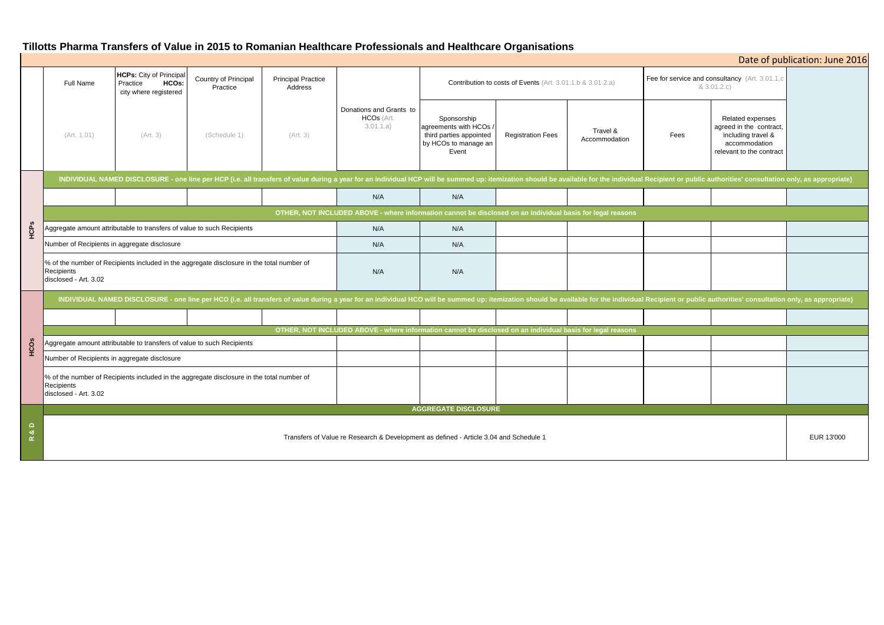# Tillotts Pharma Transfers of Value in 2015 to Romanian Healthcare Professionals and Healthcare Organisations

Date of publication: June 2016

| | Full Name | HCPs: City of Principal Practice HCOs: city where registered | Country of Principal Practice | Principal Practice Address | Donations and Grants to HCOs (Art. 3.01.1.a) | Contribution to costs of Events (Art. 3.01.1.b & 3.01.2.a) | | | Fee for service and consultancy (Art. 3.01.1.c & 3.01.2.c) | | |
|---|---|---|---|---|---|---|---|---|---|---|---|
| | (Art. 1.01) | (Art. 3) | (Schedule 1) | (Art. 3) | | Sponsorship agreements with HCOs / third parties appointed by HCOs to manage an Event | Registration Fees | Travel & Accommodation | Fees | Related expenses agreed in the contract, including travel & accommodation relevant to the contract | |
| **HCPs** | **INDIVIDUAL NAMED DISCLOSURE - one line per HCP (i.e. all transfers of value during a year for an individual HCP will be summed up: itemization should be available for the individual Recipient or public authorities' consultation only, as appropriate)** | | | | | | | | | | |
| | | | | | N/A | N/A | | | | | |
| | **OTHER, NOT INCLUDED ABOVE - where information cannot be disclosed on an individual basis for legal reasons** | | | | | | | | | | |
| | Aggregate amount attributable to transfers of value to such Recipients | | | | N/A | N/A | | | | | |
| | Number of Recipients in aggregate disclosure | | | | N/A | N/A | | | | | |
| | % of the number of Recipients included in the aggregate disclosure in the total number of Recipients disclosed - Art. 3.02 | | | | N/A | N/A | | | | | |
| **HCOs** | **INDIVIDUAL NAMED DISCLOSURE - one line per HCO (i.e. all transfers of value during a year for an individual HCO will be summed up: itemization should be available for the individual Recipient or public authorities' consultation only, as appropriate)** | | | | | | | | | | |
| | | | | | | | | | | | |
| | **OTHER, NOT INCLUDED ABOVE - where information cannot be disclosed on an individual basis for legal reasons** | | | | | | | | | | |
| | Aggregate amount attributable to transfers of value to such Recipients | | | | | | | | | | |
| | Number of Recipients in aggregate disclosure | | | | | | | | | | |
| | % of the number of Recipients included in the aggregate disclosure in the total number of Recipients disclosed - Art. 3.02 | | | | | | | | | | |
| **R & D** | **AGGREGATE DISCLOSURE** | | | | | | | | | | |
| | Transfers of Value re Research & Development as defined - Article 3.04 and Schedule 1 | | | | | | | | | | EUR 13'000 |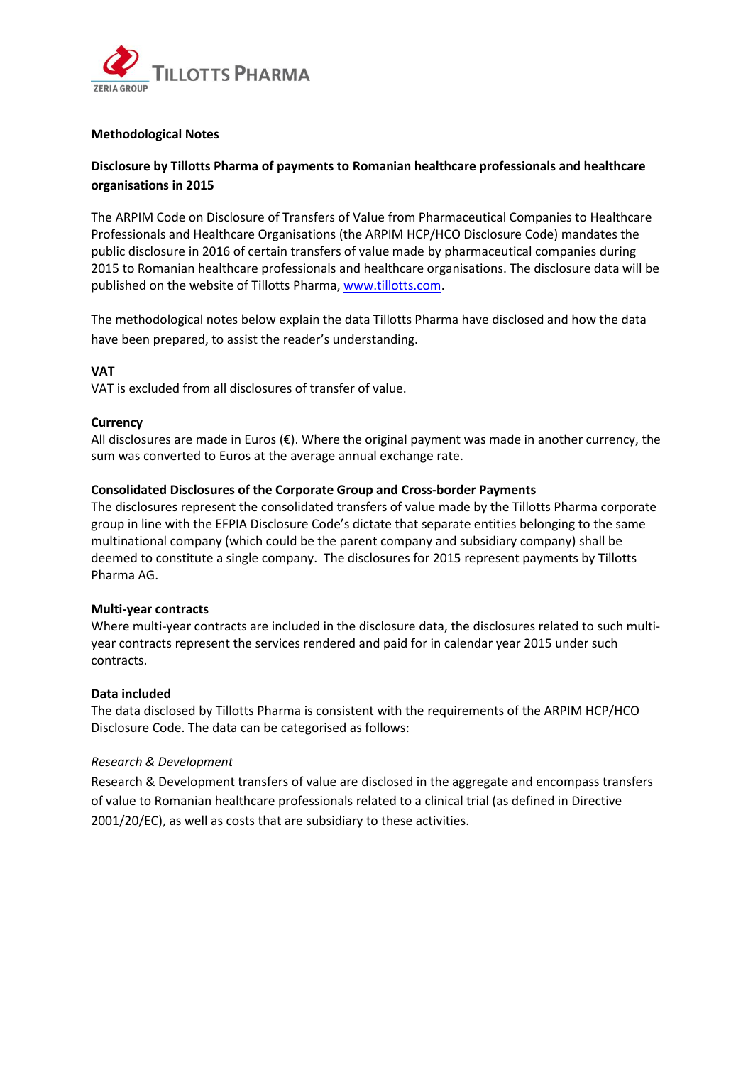TILLOTTS PHARMA

ZERIA GROUP

**Methodological Notes**

**Disclosure by Tillotts Pharma of payments to Romanian healthcare professionals and healthcare organisations in 2015**

The ARPIM Code on Disclosure of Transfers of Value from Pharmaceutical Companies to Healthcare Professionals and Healthcare Organisations (the ARPIM HCP/HCO Disclosure Code) mandates the public disclosure in 2016 of certain transfers of value made by pharmaceutical companies during 2015 to Romanian healthcare professionals and healthcare organisations. The disclosure data will be published on the website of Tillotts Pharma, www.tillotts.com.

The methodological notes below explain the data Tillotts Pharma have disclosed and how the data have been prepared, to assist the reader's understanding.

**VAT**

VAT is excluded from all disclosures of transfer of value.

**Currency**

All disclosures are made in Euros (€). Where the original payment was made in another currency, the sum was converted to Euros at the average annual exchange rate.

**Consolidated Disclosures of the Corporate Group and Cross-border Payments**

The disclosures represent the consolidated transfers of value made by the Tillotts Pharma corporate group in line with the EFPIA Disclosure Code's dictate that separate entities belonging to the same multinational company (which could be the parent company and subsidiary company) shall be deemed to constitute a single company. The disclosures for 2015 represent payments by Tillotts Pharma AG.

**Multi-year contracts**

Where multi-year contracts are included in the disclosure data, the disclosures related to such multi-year contracts represent the services rendered and paid for in calendar year 2015 under such contracts.

**Data included**

The data disclosed by Tillotts Pharma is consistent with the requirements of the ARPIM HCP/HCO Disclosure Code. The data can be categorised as follows:

*Research & Development*

Research & Development transfers of value are disclosed in the aggregate and encompass transfers of value to Romanian healthcare professionals related to a clinical trial (as defined in Directive 2001/20/EC), as well as costs that are subsidiary to these activities.